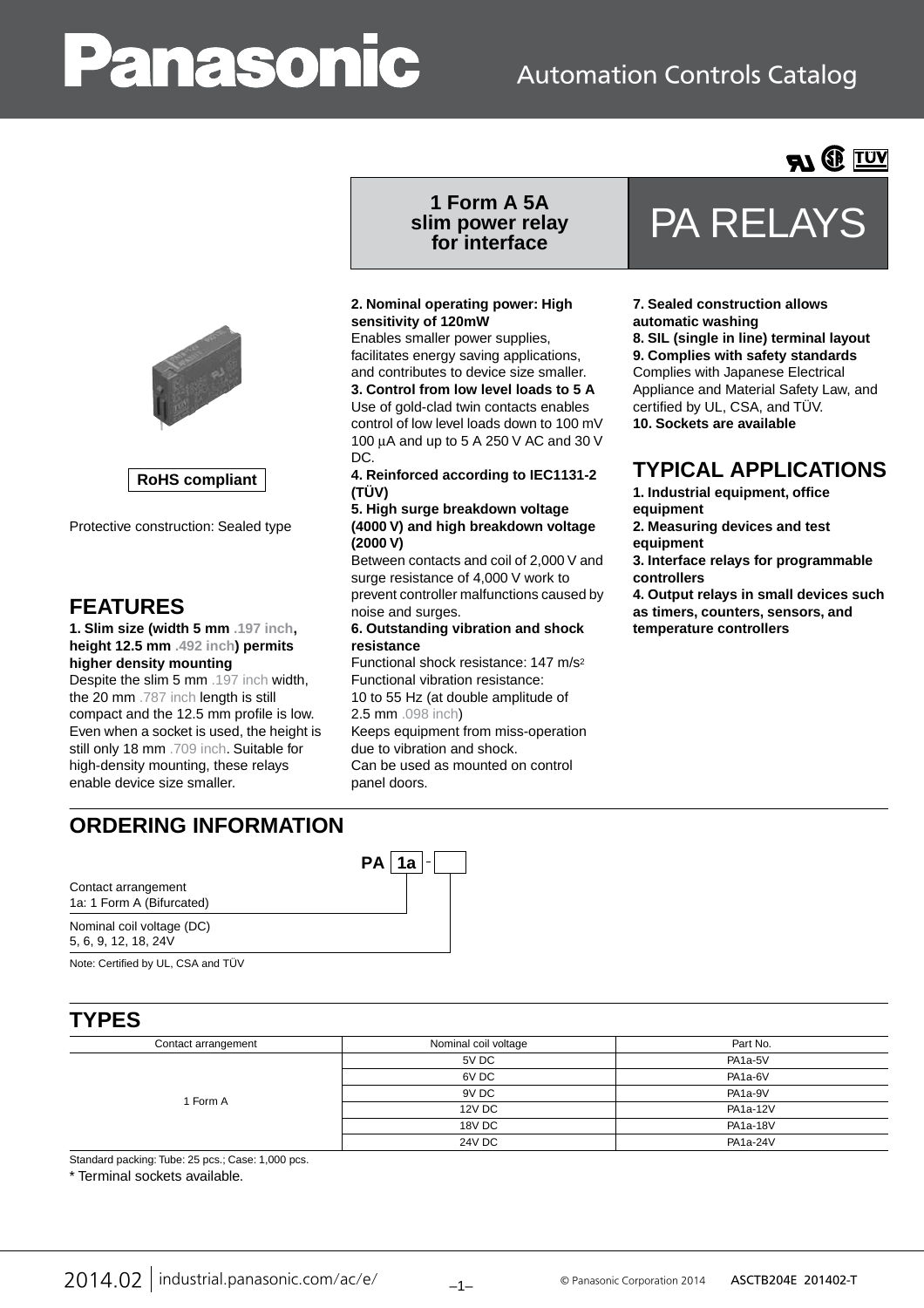# PA RELAYS

**1 Form A 5A slim power relay for interface**

RoHS compliant

Protective construction: Sealed type

## FEATURES

**1. Slim size (width 5 mm .197 inch, height 12.5 mm .492 inch) permits higher density mounting**
Despite the slim 5 mm .197 inch width, the 20 mm .787 inch length is still compact and the 12.5 mm profile is low. Even when a socket is used, the height is still only 18 mm .709 inch. Suitable for high-density mounting, these relays enable device size smaller.

**2. Nominal operating power: High sensitivity of 120mW**
Enables smaller power supplies, facilitates energy saving applications, and contributes to device size smaller.

**3. Control from low level loads to 5 A**
Use of gold-clad twin contacts enables control of low level loads down to 100 mV 100 μA and up to 5 A 250 V AC and 30 V DC.

**4. Reinforced according to IEC1131-2 (TÜV)**

**5. High surge breakdown voltage (4000 V) and high breakdown voltage (2000 V)**
Between contacts and coil of 2,000 V and surge resistance of 4,000 V work to prevent controller malfunctions caused by noise and surges.

**6. Outstanding vibration and shock resistance**
Functional shock resistance: 147 $m/s^2$
Functional vibration resistance:
10 to 55 Hz (at double amplitude of 2.5 mm .098 inch)
Keeps equipment from miss-operation due to vibration and shock.
Can be used as mounted on control panel doors.

**7. Sealed construction allows automatic washing**

**8. SIL (single in line) terminal layout**

**9. Complies with safety standards**
Complies with Japanese Electrical Appliance and Material Safety Law, and certified by UL, CSA, and TÜV.

**10. Sockets are available**

## TYPICAL APPLICATIONS

**1. Industrial equipment, office equipment**

**2. Measuring devices and test equipment**

**3. Interface relays for programmable controllers**

**4. Output relays in small devices such as timers, counters, sensors, and temperature controllers**

## ORDERING INFORMATION

PA [1a] - [ ]

Contact arrangement
1a: 1 Form A (Bifurcated)

Nominal coil voltage (DC)
5, 6, 9, 12, 18, 24V

Note: Certified by UL, CSA and TÜV

## TYPES

| Contact arrangement | Nominal coil voltage | Part No. |
|---|---|---|
| 1 Form A | 5V DC | PA1a-5V |
| | 6V DC | PA1a-6V |
| | 9V DC | PA1a-9V |
| | 12V DC | PA1a-12V |
| | 18V DC | PA1a-18V |
| | 24V DC | PA1a-24V |

Standard packing: Tube: 25 pcs.; Case: 1,000 pcs.

* Terminal sockets available.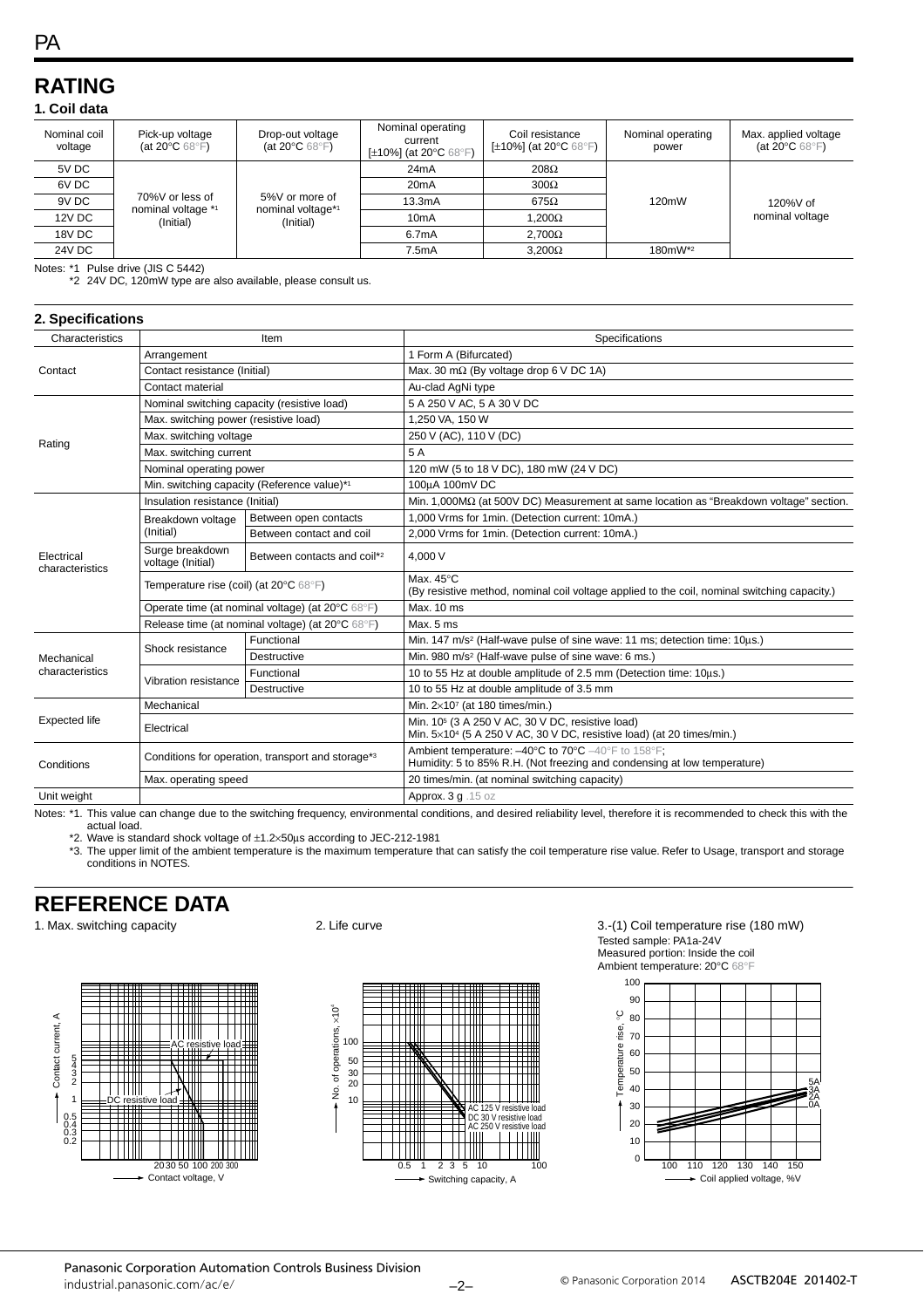# RATING

### 1. Coil data

| Nominal coil voltage | Pick-up voltage (at 20°C 68°F) | Drop-out voltage (at 20°C 68°F) | Nominal operating current [±10%] (at 20°C 68°F) | Coil resistance [±10%] (at 20°C 68°F) | Nominal operating power | Max. applied voltage (at 20°C 68°F) |
|---|---|---|---|---|---|---|
| 5V DC | 70%V or less of nominal voltage *1 (Initial) | 5%V or more of nominal voltage*1 (Initial) | 24mA | 208Ω | 120mW | 120%V of nominal voltage |
| 6V DC | | | 20mA | 300Ω | | |
| 9V DC | | | 13.3mA | 675Ω | | |
| 12V DC | | | 10mA | 1,200Ω | | |
| 18V DC | | | 6.7mA | 2,700Ω | | |
| 24V DC | | | 7.5mA | 3,200Ω | 180mW*2 | |

Notes: *1 Pulse drive (JIS C 5442)
*2 24V DC, 120mW type are also available, please consult us.

### 2. Specifications

| Characteristics | Item | | Specifications |
|---|---|---|---|
| Contact | Arrangement | | 1 Form A (Bifurcated) |
| | Contact resistance (Initial) | | Max. 30 mΩ (By voltage drop 6 V DC 1A) |
| | Contact material | | Au-clad AgNi type |
| Rating | Nominal switching capacity (resistive load) | | 5 A 250 V AC, 5 A 30 V DC |
| | Max. switching power (resistive load) | | 1,250 VA, 150 W |
| | Max. switching voltage | | 250 V (AC), 110 V (DC) |
| | Max. switching current | | 5 A |
| | Nominal operating power | | 120 mW (5 to 18 V DC), 180 mW (24 V DC) |
| | Min. switching capacity (Reference value)*1 | | 100μA 100mV DC |
| Electrical characteristics | Insulation resistance (Initial) | | Min. 1,000MΩ (at 500V DC) Measurement at same location as "Breakdown voltage" section. |
| | Breakdown voltage (Initial) | Between open contacts | 1,000 Vrms for 1min. (Detection current: 10mA.) |
| | | Between contact and coil | 2,000 Vrms for 1min. (Detection current: 10mA.) |
| | Surge breakdown voltage (Initial) | Between contacts and coil*2 | 4,000 V |
| | Temperature rise (coil) (at 20°C 68°F) | | Max. 45°C (By resistive method, nominal coil voltage applied to the coil, nominal switching capacity.) |
| | Operate time (at nominal voltage) (at 20°C 68°F) | | Max. 10 ms |
| | Release time (at nominal voltage) (at 20°C 68°F) | | Max. 5 ms |
| Mechanical characteristics | Shock resistance | Functional | Min. 147 m/s² (Half-wave pulse of sine wave: 11 ms; detection time: 10μs.) |
| | | Destructive | Min. 980 m/s² (Half-wave pulse of sine wave: 6 ms.) |
| | Vibration resistance | Functional | 10 to 55 Hz at double amplitude of 2.5 mm (Detection time: 10μs.) |
| | | Destructive | 10 to 55 Hz at double amplitude of 3.5 mm |
| Expected life | Mechanical | | Min. $2\times10^7$ (at 180 times/min.) |
| | Electrical | | Min. $10^5$ (3 A 250 V AC, 30 V DC, resistive load) Min. $5\times10^4$ (5 A 250 V AC, 30 V DC, resistive load) (at 20 times/min.) |
| Conditions | Conditions for operation, transport and storage*3 | | Ambient temperature: –40°C to 70°C –40°F to 158°F; Humidity: 5 to 85% R.H. (Not freezing and condensing at low temperature) |
| | Max. operating speed | | 20 times/min. (at nominal switching capacity) |
| Unit weight | | | Approx. 3 g .15 oz |

Notes: *1. This value can change due to the switching frequency, environmental conditions, and desired reliability level, therefore it is recommended to check this with the actual load.
*2. Wave is standard shock voltage of ±1.2×50μs according to JEC-212-1981
*3. The upper limit of the ambient temperature is the maximum temperature that can satisfy the coil temperature rise value. Refer to Usage, transport and storage conditions in NOTES.

# REFERENCE DATA

1. Max. switching capacity

2. Life curve

3.-(1) Coil temperature rise (180 mW)
Tested sample: PA1a-24V
Measured portion: Inside the coil
Ambient temperature: 20°C 68°F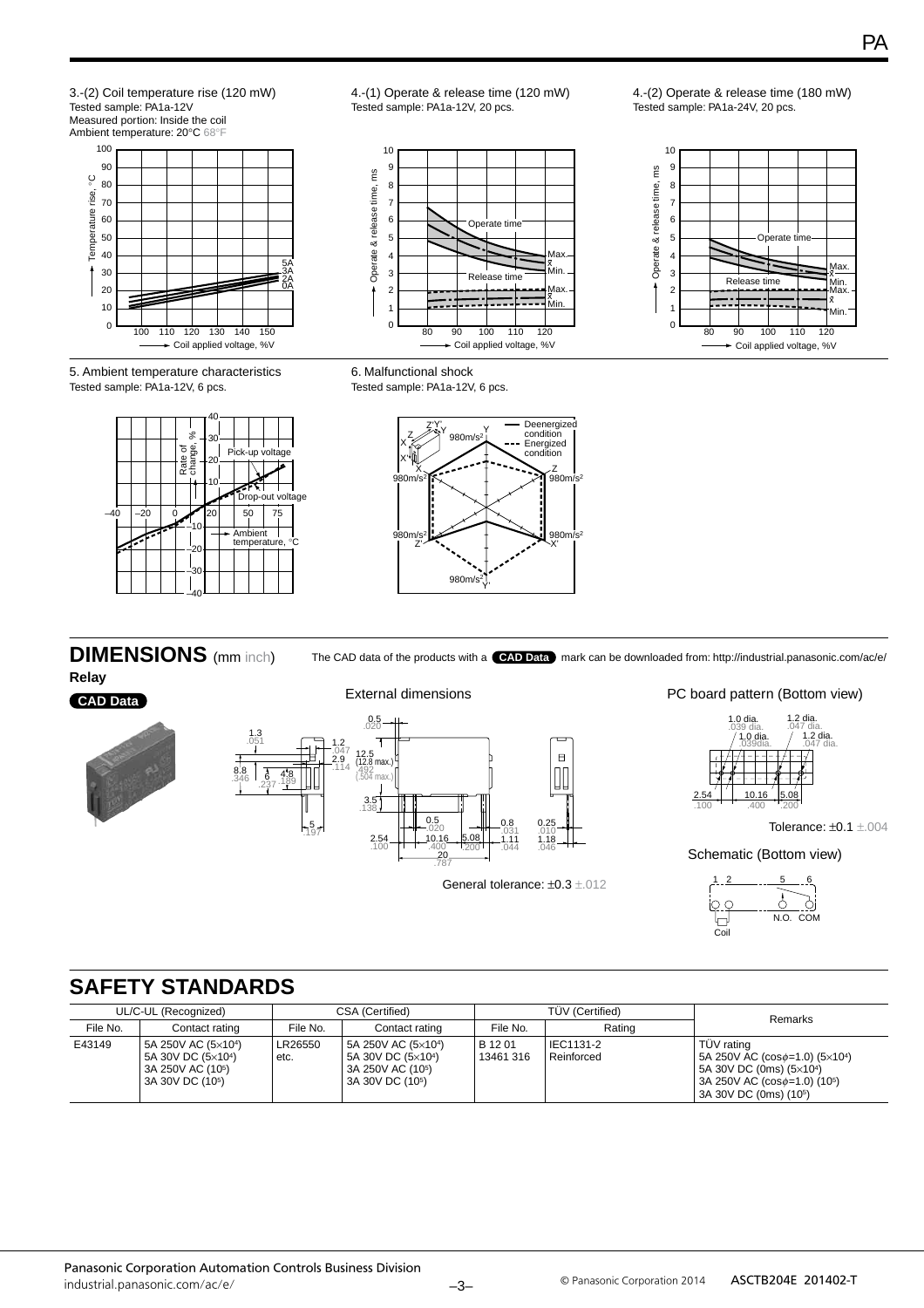3.-(2) Coil temperature rise (120 mW)
Tested sample: PA1a-12V
Measured portion: Inside the coil
Ambient temperature: 20°C 68°F

4.-(1) Operate & release time (120 mW)
Tested sample: PA1a-12V, 20 pcs.

4.-(2) Operate & release time (180 mW)
Tested sample: PA1a-24V, 20 pcs.

5. Ambient temperature characteristics
Tested sample: PA1a-12V, 6 pcs.

6. Malfunctional shock
Tested sample: PA1a-12V, 6 pcs.

## DIMENSIONS (mm inch)

The CAD data of the products with a CAD Data mark can be downloaded from: http://industrial.panasonic.com/ac/e/

**Relay**

CAD Data

External dimensions

General tolerance: ±0.3 ±.012

PC board pattern (Bottom view)

Tolerance: ±0.1 ±.004

Schematic (Bottom view)

## SAFETY STANDARDS

| UL/C-UL (Recognized) | | CSA (Certified) | | TÜV (Certified) | | Remarks |
|---|---|---|---|---|---|---|
| File No. | Contact rating | File No. | Contact rating | File No. | Rating | |
| E43149 | 5A 250V AC ($5\times10^4$)<br>5A 30V DC ($5\times10^4$)<br>3A 250V AC ($10^5$)<br>3A 30V DC ($10^5$) | LR26550 etc. | 5A 250V AC ($5\times10^4$)<br>5A 30V DC ($5\times10^4$)<br>3A 250V AC ($10^5$)<br>3A 30V DC ($10^5$) | B 12 01 13461 316 | IEC1131-2 Reinforced | TÜV rating<br>5A 250V AC ($\cos\phi$=1.0) ($5\times10^4$)<br>5A 30V DC (0ms) ($5\times10^4$)<br>3A 250V AC ($\cos\phi$=1.0) ($10^5$)<br>3A 30V DC (0ms) ($10^5$) |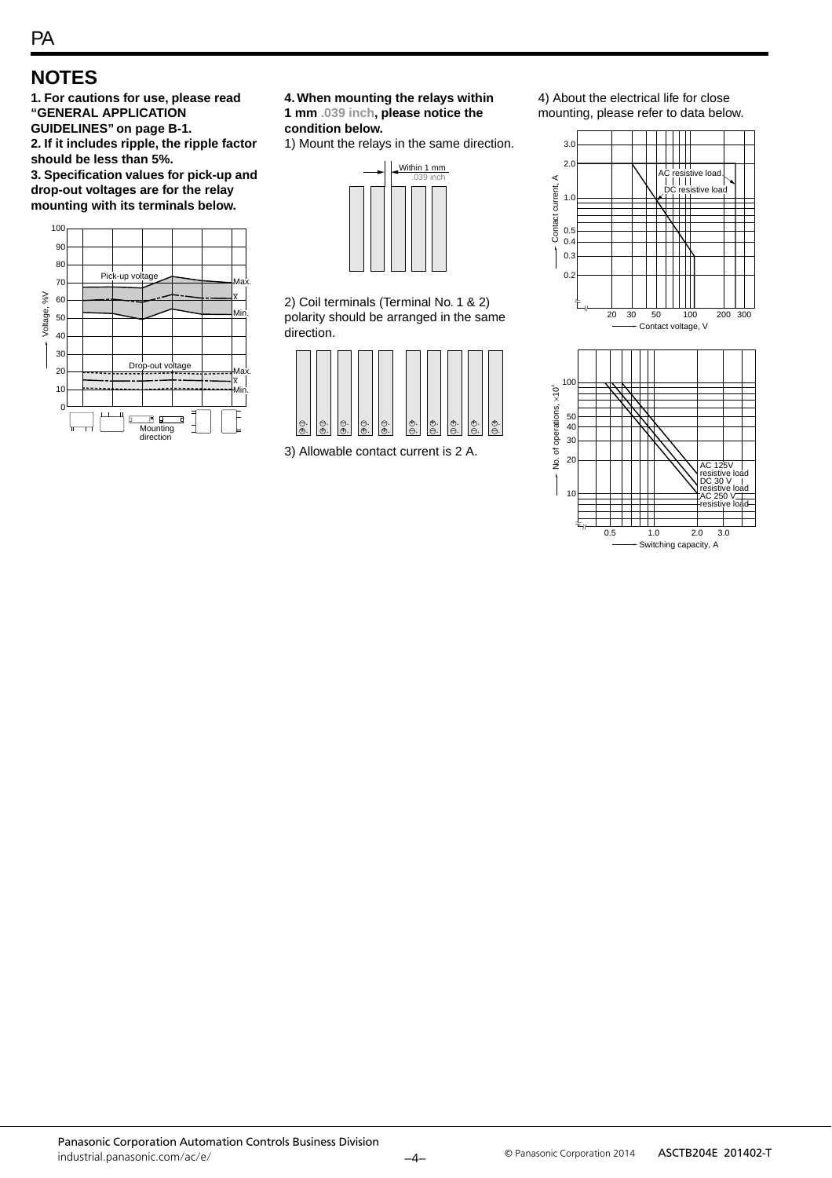## NOTES

**1. For cautions for use, please read "GENERAL APPLICATION GUIDELINES" on page B-1.**

**2. If it includes ripple, the ripple factor should be less than 5%.**

**3. Specification values for pick-up and drop-out voltages are for the relay mounting with its terminals below.**

**4. When mounting the relays within 1 mm .039 inch, please notice the condition below.**

1) Mount the relays in the same direction.

2) Coil terminals (Terminal No. 1 & 2) polarity should be arranged in the same direction.

3) Allowable contact current is 2 A.

4) About the electrical life for close mounting, please refer to data below.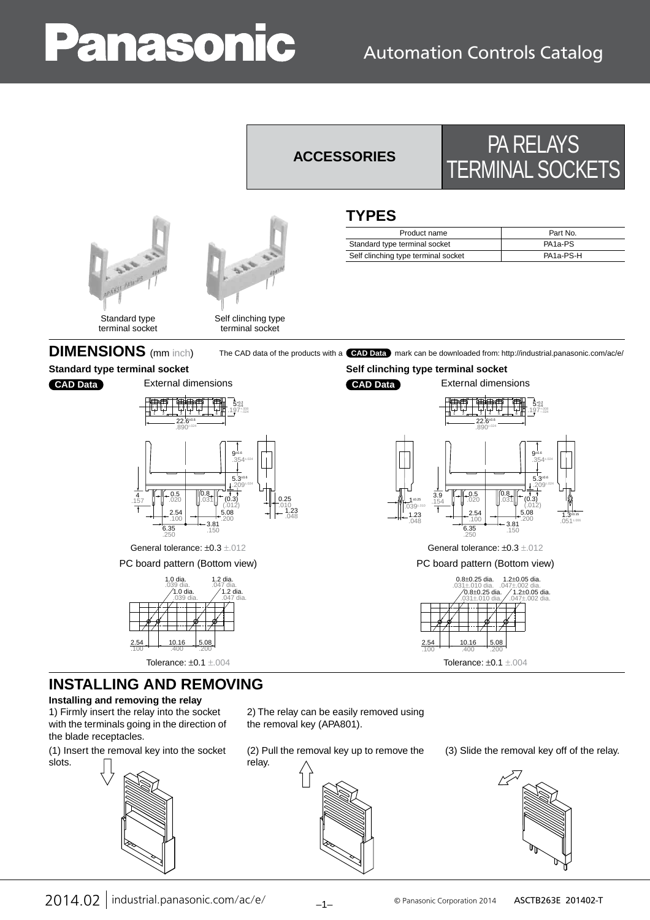# ACCESSORIES

# PA RELAYS TERMINAL SOCKETS

## TYPES

| Product name | Part No. |
|---|---|
| Standard type terminal socket | PA1a-PS |
| Self clinching type terminal socket | PA1a-PS-H |

Standard type terminal socket

Self clinching type terminal socket

## DIMENSIONS (mm inch)

The CAD data of the products with a CAD Data mark can be downloaded from: http://industrial.panasonic.com/ac/e/

### Standard type terminal socket

CAD Data

External dimensions

5 +0.2 −0.6
.197 +.008 −.024
22.6±0.6
.890±.024
9±0.6
.354±.024
5.3±0.6
.209±.024
4
.157
0.5
.020
0.8
.031
(0.3)
(.012)
0.25
.010
1.23
.048
2.54
.100
5.08
.200
3.81
.150
6.35
.250

General tolerance: ±0.3 ±.012

PC board pattern (Bottom view)

1.0 dia.
.039 dia.
1.2 dia.
.047 dia.
1.0 dia.
.039 dia.
1.2 dia.
.047 dia.
2.54
.100
10.16
.400
5.08
.200

Tolerance: ±0.1 ±.004

### Self clinching type terminal socket

CAD Data

External dimensions

5 +0.2 −0.6
.197 +.008 −.024
22.6±0.6
.890±.024
9±0.6
.354±.024
5.3±0.6
.209±.024
3.9
.154
1±0.25
.039±.010
1.23
.048
0.5
.020
0.8
.031
(0.3)
(.012)
2.54
.100
5.08
.200
3.81
.150
6.35
.250
1.3±0.15
.051±.006

General tolerance: ±0.3 ±.012

PC board pattern (Bottom view)

0.8±0.25 dia.
.031±.010 dia.
1.2±0.05 dia.
.047±.002 dia.
0.8±0.25 dia.
.031±.010 dia.
1.2±0.05 dia.
.047±.002 dia.
2.54
.100
10.16
.400
5.08
.200

Tolerance: ±0.1 ±.004

## INSTALLING AND REMOVING

**Installing and removing the relay**

1) Firmly insert the relay into the socket with the terminals going in the direction of the blade receptacles.

2) The relay can be easily removed using the removal key (APA801).

(1) Insert the removal key into the socket slots.

(2) Pull the removal key up to remove the relay.

(3) Slide the removal key off of the relay.

2014.02 | industrial.panasonic.com/ac/e/

© Panasonic Corporation 2014 ASCTB263E 201402-T